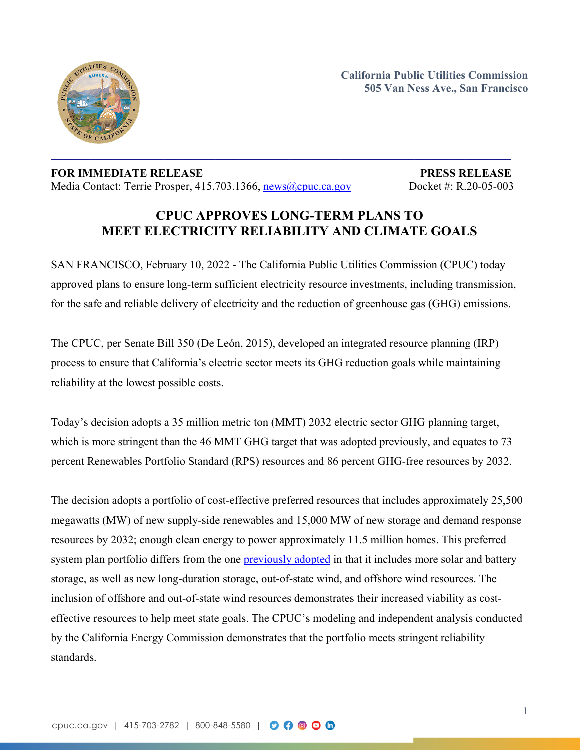California Public Utilities Commission
505 Van Ness Ave., San Francisco

**FOR IMMEDIATE RELEASE** | **PRESS RELEASE**

Media Contact: Terrie Prosper, 415.703.1366, [news@cpuc.ca.gov](mailto:news@cpuc.ca.gov) | Docket #: R.20-05-003

# CPUC APPROVES LONG-TERM PLANS TO MEET ELECTRICITY RELIABILITY AND CLIMATE GOALS

SAN FRANCISCO, February 10, 2022 - The California Public Utilities Commission (CPUC) today approved plans to ensure long-term sufficient electricity resource investments, including transmission, for the safe and reliable delivery of electricity and the reduction of greenhouse gas (GHG) emissions.

The CPUC, per Senate Bill 350 (De León, 2015), developed an integrated resource planning (IRP) process to ensure that California's electric sector meets its GHG reduction goals while maintaining reliability at the lowest possible costs.

Today's decision adopts a 35 million metric ton (MMT) 2032 electric sector GHG planning target, which is more stringent than the 46 MMT GHG target that was adopted previously, and equates to 73 percent Renewables Portfolio Standard (RPS) resources and 86 percent GHG-free resources by 2032.

The decision adopts a portfolio of cost-effective preferred resources that includes approximately 25,500 megawatts (MW) of new supply-side renewables and 15,000 MW of new storage and demand response resources by 2032; enough clean energy to power approximately 11.5 million homes. This preferred system plan portfolio differs from the one previously adopted in that it includes more solar and battery storage, as well as new long-duration storage, out-of-state wind, and offshore wind resources. The inclusion of offshore and out-of-state wind resources demonstrates their increased viability as cost-effective resources to help meet state goals. The CPUC's modeling and independent analysis conducted by the California Energy Commission demonstrates that the portfolio meets stringent reliability standards.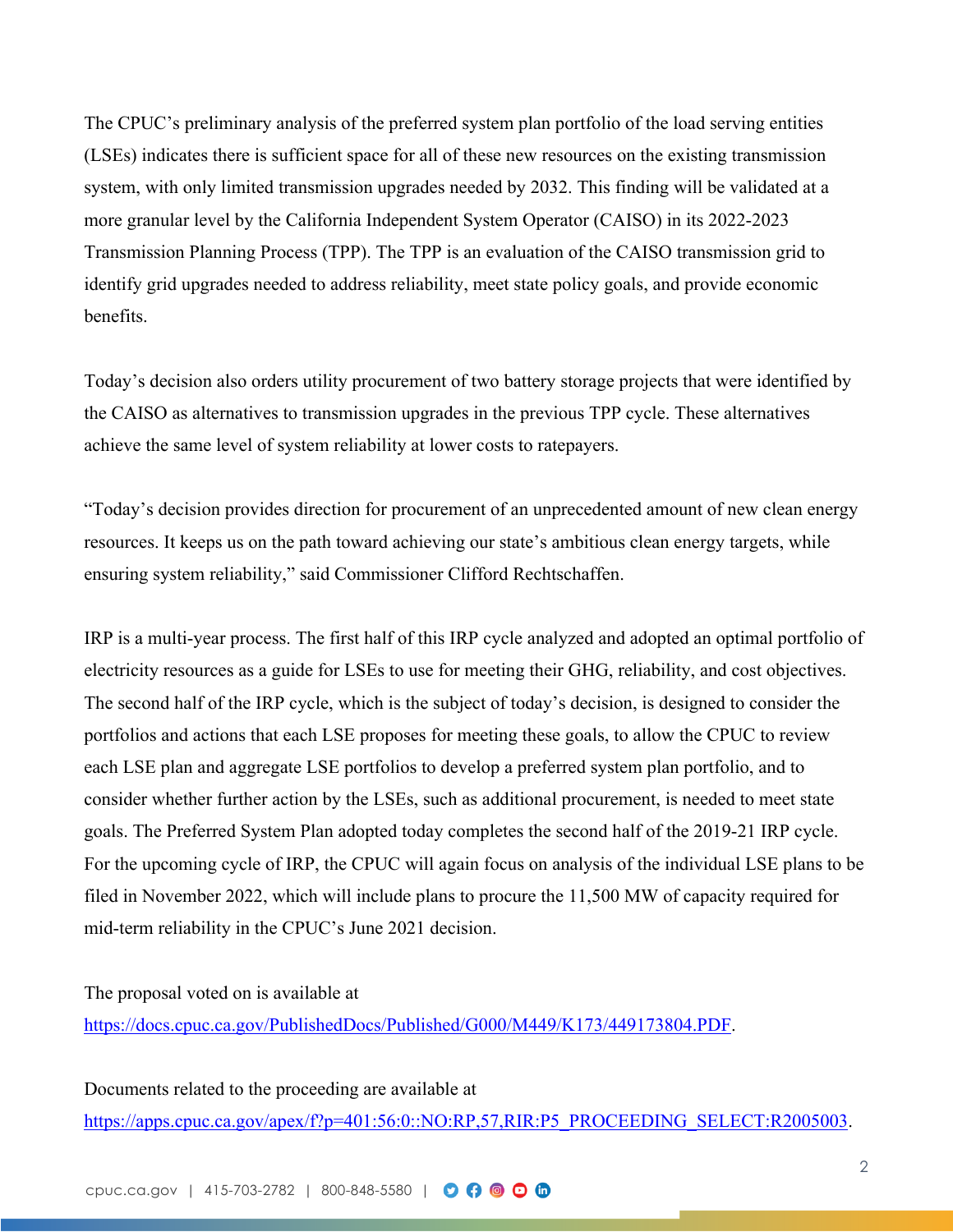The CPUC's preliminary analysis of the preferred system plan portfolio of the load serving entities (LSEs) indicates there is sufficient space for all of these new resources on the existing transmission system, with only limited transmission upgrades needed by 2032. This finding will be validated at a more granular level by the California Independent System Operator (CAISO) in its 2022-2023 Transmission Planning Process (TPP). The TPP is an evaluation of the CAISO transmission grid to identify grid upgrades needed to address reliability, meet state policy goals, and provide economic benefits.

Today's decision also orders utility procurement of two battery storage projects that were identified by the CAISO as alternatives to transmission upgrades in the previous TPP cycle. These alternatives achieve the same level of system reliability at lower costs to ratepayers.

"Today's decision provides direction for procurement of an unprecedented amount of new clean energy resources. It keeps us on the path toward achieving our state's ambitious clean energy targets, while ensuring system reliability," said Commissioner Clifford Rechtschaffen.

IRP is a multi-year process. The first half of this IRP cycle analyzed and adopted an optimal portfolio of electricity resources as a guide for LSEs to use for meeting their GHG, reliability, and cost objectives. The second half of the IRP cycle, which is the subject of today's decision, is designed to consider the portfolios and actions that each LSE proposes for meeting these goals, to allow the CPUC to review each LSE plan and aggregate LSE portfolios to develop a preferred system plan portfolio, and to consider whether further action by the LSEs, such as additional procurement, is needed to meet state goals. The Preferred System Plan adopted today completes the second half of the 2019-21 IRP cycle. For the upcoming cycle of IRP, the CPUC will again focus on analysis of the individual LSE plans to be filed in November 2022, which will include plans to procure the 11,500 MW of capacity required for mid-term reliability in the CPUC's June 2021 decision.

The proposal voted on is available at [https://docs.cpuc.ca.gov/PublishedDocs/Published/G000/M449/K173/449173804.PDF](https://docs.cpuc.ca.gov/PublishedDocs/Published/G000/M449/K173/449173804.PDF).

Documents related to the proceeding are available at [https://apps.cpuc.ca.gov/apex/f?p=401:56:0::NO:RP,57,RIR:P5_PROCEEDING_SELECT:R2005003](https://apps.cpuc.ca.gov/apex/f?p=401:56:0::NO:RP,57,RIR:P5_PROCEEDING_SELECT:R2005003).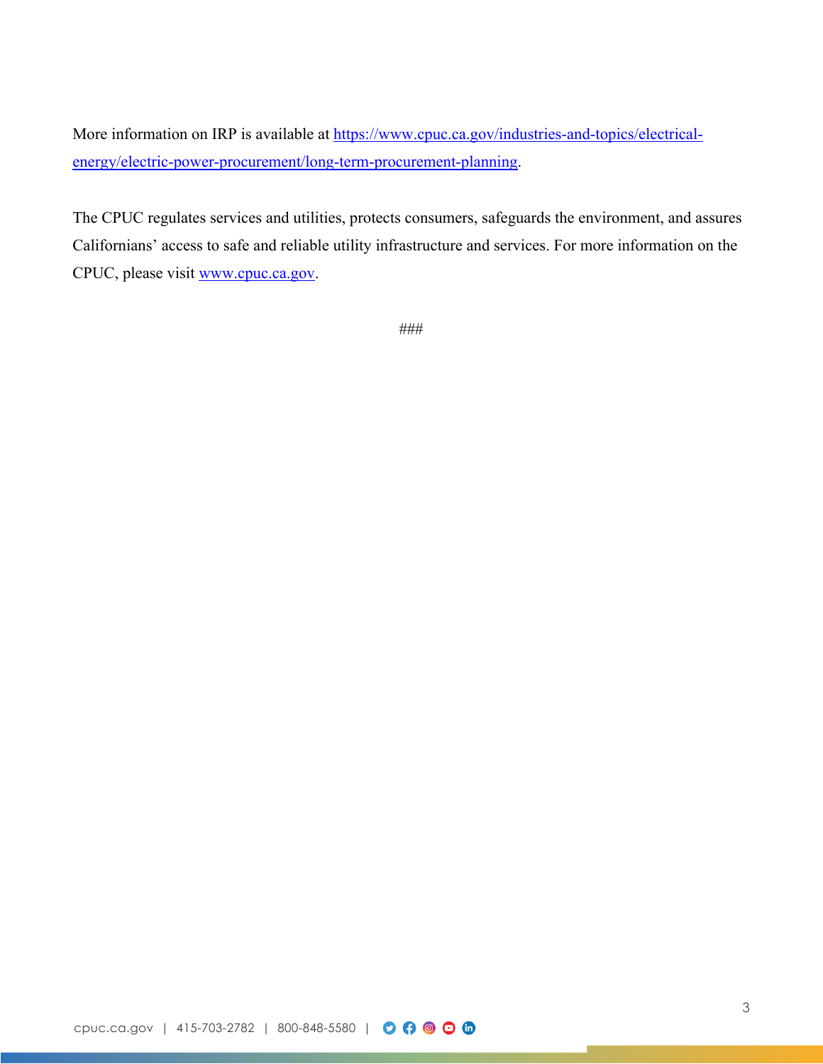More information on IRP is available at [https://www.cpuc.ca.gov/industries-and-topics/electrical-energy/electric-power-procurement/long-term-procurement-planning](https://www.cpuc.ca.gov/industries-and-topics/electrical-energy/electric-power-procurement/long-term-procurement-planning).

The CPUC regulates services and utilities, protects consumers, safeguards the environment, and assures Californians' access to safe and reliable utility infrastructure and services. For more information on the CPUC, please visit [www.cpuc.ca.gov](http://www.cpuc.ca.gov).

###